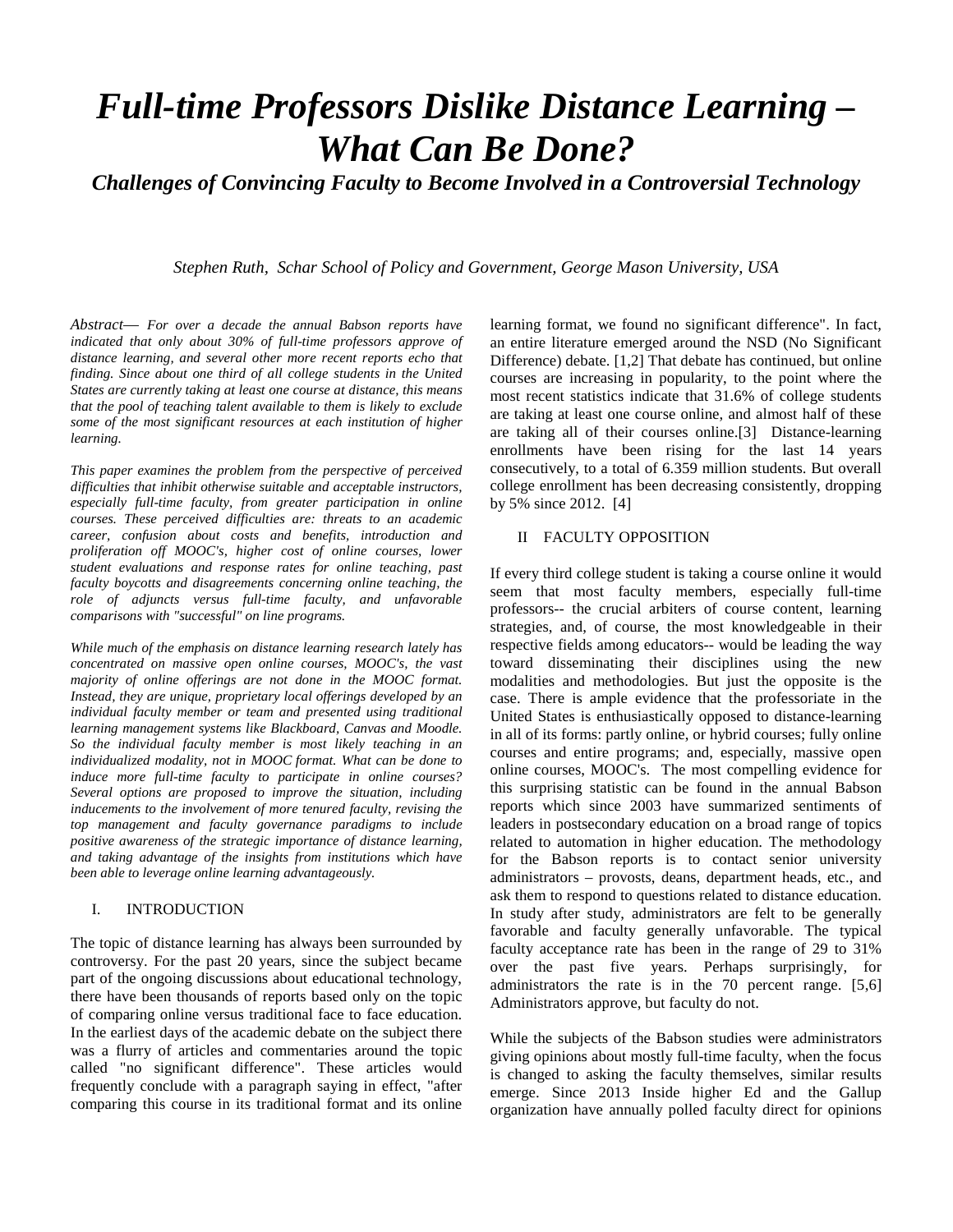# *Full-time Professors Dislike Distance Learning – What Can Be Done?*

## *Challenges of Convincing Faculty to Become Involved in a Controversial Technology*

*Stephen Ruth, Schar School of Policy and Government, George Mason University, USA*

*Abstract*— *For over a decade the annual Babson reports have indicated that only about 30% of full-time professors approve of distance learning, and several other more recent reports echo that finding. Since about one third of all college students in the United States are currently taking at least one course at distance, this means that the pool of teaching talent available to them is likely to exclude some of the most significant resources at each institution of higher learning.*

*This paper examines the problem from the perspective of perceived difficulties that inhibit otherwise suitable and acceptable instructors, especially full-time faculty, from greater participation in online courses. These perceived difficulties are: threats to an academic career, confusion about costs and benefits, introduction and proliferation off MOOC's, higher cost of online courses, lower student evaluations and response rates for online teaching, past faculty boycotts and disagreements concerning online teaching, the role of adjuncts versus full-time faculty, and unfavorable comparisons with "successful" on line programs.*

*While much of the emphasis on distance learning research lately has concentrated on massive open online courses, MOOC's, the vast majority of online offerings are not done in the MOOC format. Instead, they are unique, proprietary local offerings developed by an individual faculty member or team and presented using traditional learning management systems like Blackboard, Canvas and Moodle. So the individual faculty member is most likely teaching in an individualized modality, not in MOOC format. What can be done to induce more full-time faculty to participate in online courses? Several options are proposed to improve the situation, including inducements to the involvement of more tenured faculty, revising the top management and faculty governance paradigms to include positive awareness of the strategic importance of distance learning, and taking advantage of the insights from institutions which have been able to leverage online learning advantageously.*

## I. INTRODUCTION

The topic of distance learning has always been surrounded by controversy. For the past 20 years, since the subject became part of the ongoing discussions about educational technology, there have been thousands of reports based only on the topic of comparing online versus traditional face to face education. In the earliest days of the academic debate on the subject there was a flurry of articles and commentaries around the topic called "no significant difference". These articles would frequently conclude with a paragraph saying in effect, "after comparing this course in its traditional format and its online learning format, we found no significant difference". In fact, an entire literature emerged around the NSD (No Significant Difference) debate. [1,2] That debate has continued, but online courses are increasing in popularity, to the point where the most recent statistics indicate that 31.6% of college students are taking at least one course online, and almost half of these are taking all of their courses online.[3] Distance-learning enrollments have been rising for the last 14 years consecutively, to a total of 6.359 million students. But overall college enrollment has been decreasing consistently, dropping by 5% since 2012. [4]

## II FACULTY OPPOSITION

If every third college student is taking a course online it would seem that most faculty members, especially full-time professors-- the crucial arbiters of course content, learning strategies, and, of course, the most knowledgeable in their respective fields among educators-- would be leading the way toward disseminating their disciplines using the new modalities and methodologies. But just the opposite is the case. There is ample evidence that the professoriate in the United States is enthusiastically opposed to distance-learning in all of its forms: partly online, or hybrid courses; fully online courses and entire programs; and, especially, massive open online courses, MOOC's. The most compelling evidence for this surprising statistic can be found in the annual Babson reports which since 2003 have summarized sentiments of leaders in postsecondary education on a broad range of topics related to automation in higher education. The methodology for the Babson reports is to contact senior university administrators – provosts, deans, department heads, etc., and ask them to respond to questions related to distance education. In study after study, administrators are felt to be generally favorable and faculty generally unfavorable. The typical faculty acceptance rate has been in the range of 29 to 31% over the past five years. Perhaps surprisingly, for administrators the rate is in the 70 percent range. [5,6] Administrators approve, but faculty do not.

While the subjects of the Babson studies were administrators giving opinions about mostly full-time faculty, when the focus is changed to asking the faculty themselves, similar results emerge. Since 2013 Inside higher Ed and the Gallup organization have annually polled faculty direct for opinions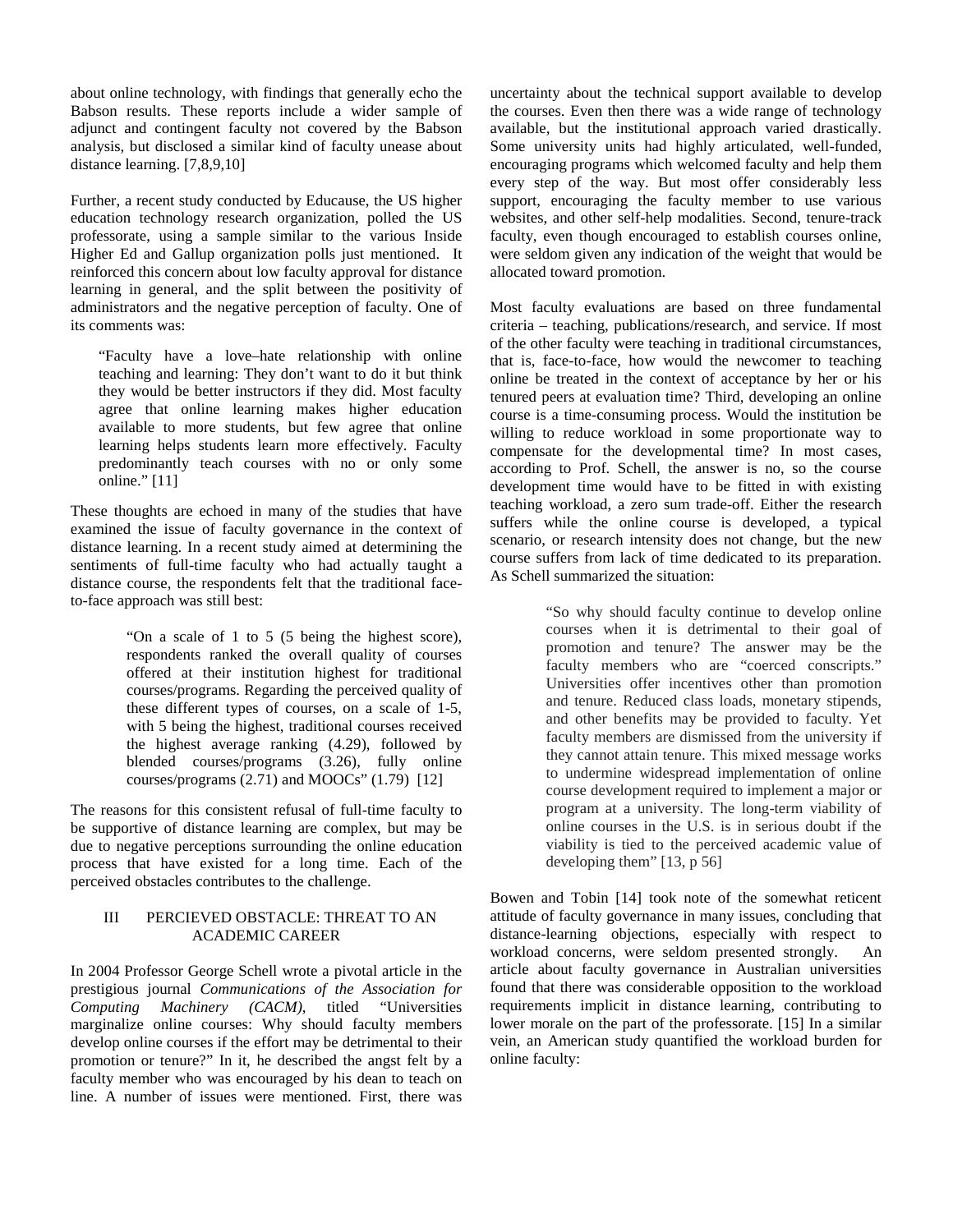about online technology, with findings that generally echo the Babson results. These reports include a wider sample of adjunct and contingent faculty not covered by the Babson analysis, but disclosed a similar kind of faculty unease about distance learning. [7,8,9,10]

Further, a recent study conducted by Educause, the US higher education technology research organization, polled the US professorate, using a sample similar to the various Inside Higher Ed and Gallup organization polls just mentioned. It reinforced this concern about low faculty approval for distance learning in general, and the split between the positivity of administrators and the negative perception of faculty. One of its comments was:

> "Faculty have a love–hate relationship with online teaching and learning: They don't want to do it but think they would be better instructors if they did. Most faculty agree that online learning makes higher education available to more students, but few agree that online learning helps students learn more effectively. Faculty predominantly teach courses with no or only some online." [11]

These thoughts are echoed in many of the studies that have examined the issue of faculty governance in the context of distance learning. In a recent study aimed at determining the sentiments of full-time faculty who had actually taught a distance course, the respondents felt that the traditional face-to-face approach was still best:

> "On a scale of 1 to 5 (5 being the highest score), respondents ranked the overall quality of courses offered at their institution highest for traditional courses/programs. Regarding the perceived quality of these different types of courses, on a scale of 1-5, with 5 being the highest, traditional courses received the highest average ranking (4.29), followed by blended courses/programs (3.26), fully online courses/programs (2.71) and MOOCs" (1.79) [12]

The reasons for this consistent refusal of full-time faculty to be supportive of distance learning are complex, but may be due to negative perceptions surrounding the online education process that have existed for a long time. Each of the perceived obstacles contributes to the challenge.

## III PERCIEVED OBSTACLE: THREAT TO AN ACADEMIC CAREER

In 2004 Professor George Schell wrote a pivotal article in the prestigious journal *Communications of the Association for Computing Machinery (CACM)*, titled "Universities marginalize online courses: Why should faculty members develop online courses if the effort may be detrimental to their promotion or tenure?" In it, he described the angst felt by a faculty member who was encouraged by his dean to teach on line. A number of issues were mentioned. First, there was uncertainty about the technical support available to develop the courses. Even then there was a wide range of technology available, but the institutional approach varied drastically. Some university units had highly articulated, well-funded, encouraging programs which welcomed faculty and help them every step of the way. But most offer considerably less support, encouraging the faculty member to use various websites, and other self-help modalities. Second, tenure-track faculty, even though encouraged to establish courses online, were seldom given any indication of the weight that would be allocated toward promotion.

Most faculty evaluations are based on three fundamental criteria – teaching, publications/research, and service. If most of the other faculty were teaching in traditional circumstances, that is, face-to-face, how would the newcomer to teaching online be treated in the context of acceptance by her or his tenured peers at evaluation time? Third, developing an online course is a time-consuming process. Would the institution be willing to reduce workload in some proportionate way to compensate for the developmental time? In most cases, according to Prof. Schell, the answer is no, so the course development time would have to be fitted in with existing teaching workload, a zero sum trade-off. Either the research suffers while the online course is developed, a typical scenario, or research intensity does not change, but the new course suffers from lack of time dedicated to its preparation. As Schell summarized the situation:

> "So why should faculty continue to develop online courses when it is detrimental to their goal of promotion and tenure? The answer may be the faculty members who are "coerced conscripts." Universities offer incentives other than promotion and tenure. Reduced class loads, monetary stipends, and other benefits may be provided to faculty. Yet faculty members are dismissed from the university if they cannot attain tenure. This mixed message works to undermine widespread implementation of online course development required to implement a major or program at a university. The long-term viability of online courses in the U.S. is in serious doubt if the viability is tied to the perceived academic value of developing them" [13, p 56]

Bowen and Tobin [14] took note of the somewhat reticent attitude of faculty governance in many issues, concluding that distance-learning objections, especially with respect to workload concerns, were seldom presented strongly. An article about faculty governance in Australian universities found that there was considerable opposition to the workload requirements implicit in distance learning, contributing to lower morale on the part of the professorate. [15] In a similar vein, an American study quantified the workload burden for online faculty: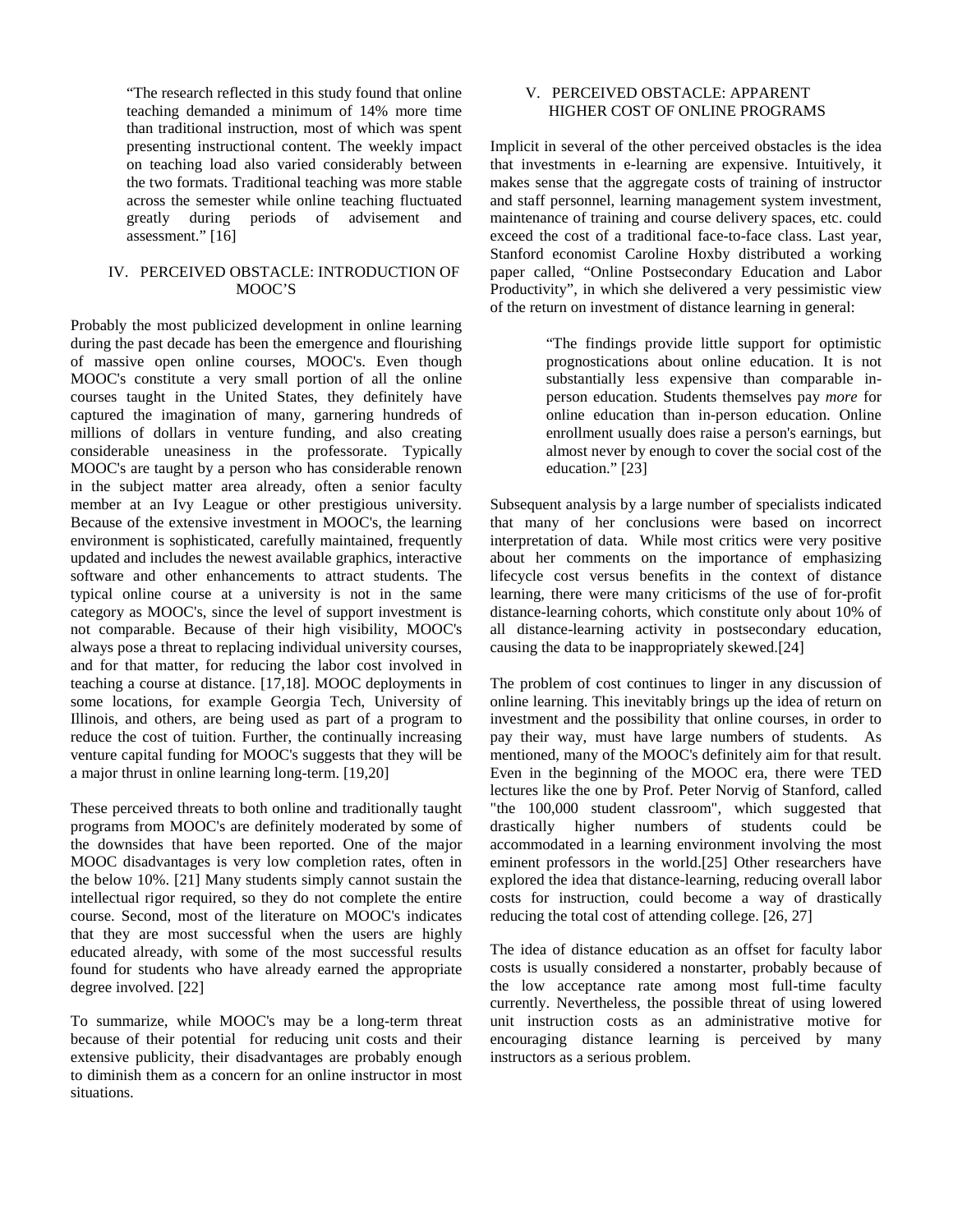> "The research reflected in this study found that online teaching demanded a minimum of 14% more time than traditional instruction, most of which was spent presenting instructional content. The weekly impact on teaching load also varied considerably between the two formats. Traditional teaching was more stable across the semester while online teaching fluctuated greatly during periods of advisement and assessment." [16]

## IV. PERCEIVED OBSTACLE: INTRODUCTION OF MOOC'S

Probably the most publicized development in online learning during the past decade has been the emergence and flourishing of massive open online courses, MOOC's. Even though MOOC's constitute a very small portion of all the online courses taught in the United States, they definitely have captured the imagination of many, garnering hundreds of millions of dollars in venture funding, and also creating considerable uneasiness in the professorate. Typically MOOC's are taught by a person who has considerable renown in the subject matter area already, often a senior faculty member at an Ivy League or other prestigious university. Because of the extensive investment in MOOC's, the learning environment is sophisticated, carefully maintained, frequently updated and includes the newest available graphics, interactive software and other enhancements to attract students. The typical online course at a university is not in the same category as MOOC's, since the level of support investment is not comparable. Because of their high visibility, MOOC's always pose a threat to replacing individual university courses, and for that matter, for reducing the labor cost involved in teaching a course at distance. [17,18]. MOOC deployments in some locations, for example Georgia Tech, University of Illinois, and others, are being used as part of a program to reduce the cost of tuition. Further, the continually increasing venture capital funding for MOOC's suggests that they will be a major thrust in online learning long-term. [19,20]

These perceived threats to both online and traditionally taught programs from MOOC's are definitely moderated by some of the downsides that have been reported. One of the major MOOC disadvantages is very low completion rates, often in the below 10%. [21] Many students simply cannot sustain the intellectual rigor required, so they do not complete the entire course. Second, most of the literature on MOOC's indicates that they are most successful when the users are highly educated already, with some of the most successful results found for students who have already earned the appropriate degree involved. [22]

To summarize, while MOOC's may be a long-term threat because of their potential for reducing unit costs and their extensive publicity, their disadvantages are probably enough to diminish them as a concern for an online instructor in most situations.

## V. PERCEIVED OBSTACLE: APPARENT HIGHER COST OF ONLINE PROGRAMS

Implicit in several of the other perceived obstacles is the idea that investments in e-learning are expensive. Intuitively, it makes sense that the aggregate costs of training of instructor and staff personnel, learning management system investment, maintenance of training and course delivery spaces, etc. could exceed the cost of a traditional face-to-face class. Last year, Stanford economist Caroline Hoxby distributed a working paper called, "Online Postsecondary Education and Labor Productivity", in which she delivered a very pessimistic view of the return on investment of distance learning in general:

> "The findings provide little support for optimistic prognostications about online education. It is not substantially less expensive than comparable in-person education. Students themselves pay *more* for online education than in-person education. Online enrollment usually does raise a person's earnings, but almost never by enough to cover the social cost of the education." [23]

Subsequent analysis by a large number of specialists indicated that many of her conclusions were based on incorrect interpretation of data. While most critics were very positive about her comments on the importance of emphasizing lifecycle cost versus benefits in the context of distance learning, there were many criticisms of the use of for-profit distance-learning cohorts, which constitute only about 10% of all distance-learning activity in postsecondary education, causing the data to be inappropriately skewed.[24]

The problem of cost continues to linger in any discussion of online learning. This inevitably brings up the idea of return on investment and the possibility that online courses, in order to pay their way, must have large numbers of students. As mentioned, many of the MOOC's definitely aim for that result. Even in the beginning of the MOOC era, there were TED lectures like the one by Prof. Peter Norvig of Stanford, called "the 100,000 student classroom", which suggested that drastically higher numbers of students could be accommodated in a learning environment involving the most eminent professors in the world.[25] Other researchers have explored the idea that distance-learning, reducing overall labor costs for instruction, could become a way of drastically reducing the total cost of attending college. [26, 27]

The idea of distance education as an offset for faculty labor costs is usually considered a nonstarter, probably because of the low acceptance rate among most full-time faculty currently. Nevertheless, the possible threat of using lowered unit instruction costs as an administrative motive for encouraging distance learning is perceived by many instructors as a serious problem.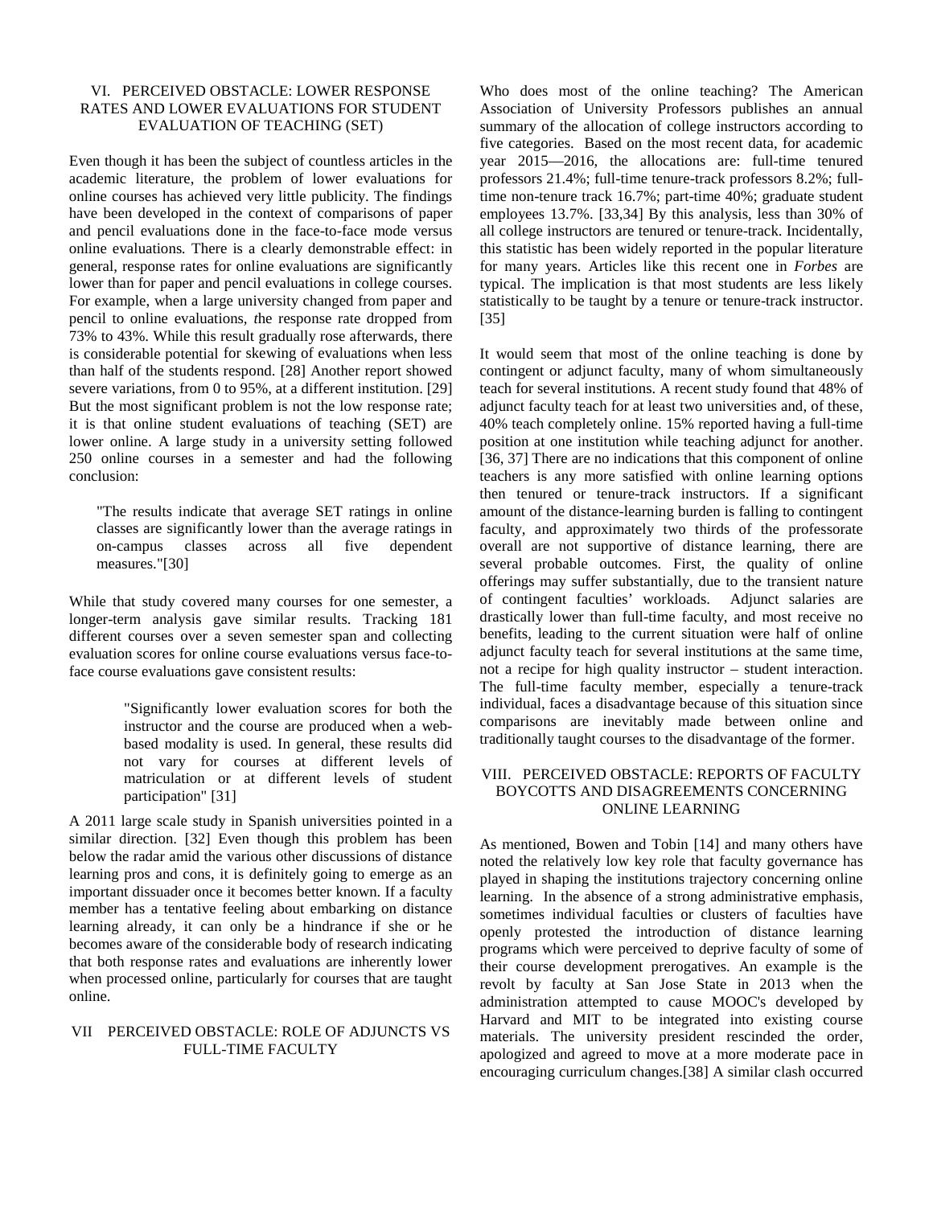## VI. PERCEIVED OBSTACLE: LOWER RESPONSE RATES AND LOWER EVALUATIONS FOR STUDENT EVALUATION OF TEACHING (SET)

Even though it has been the subject of countless articles in the academic literature, the problem of lower evaluations for online courses has achieved very little publicity. The findings have been developed in the context of comparisons of paper and pencil evaluations done in the face-to-face mode versus online evaluations. There is a clearly demonstrable effect: in general, response rates for online evaluations are significantly lower than for paper and pencil evaluations in college courses. For example, when a large university changed from paper and pencil to online evaluations, the response rate dropped from 73% to 43%. While this result gradually rose afterwards, there is considerable potential for skewing of evaluations when less than half of the students respond. [28] Another report showed severe variations, from 0 to 95%, at a different institution. [29] But the most significant problem is not the low response rate; it is that online student evaluations of teaching (SET) are lower online. A large study in a university setting followed 250 online courses in a semester and had the following conclusion:

> "The results indicate that average SET ratings in online classes are significantly lower than the average ratings in on-campus classes across all five dependent measures."[30]

While that study covered many courses for one semester, a longer-term analysis gave similar results. Tracking 181 different courses over a seven semester span and collecting evaluation scores for online course evaluations versus face-to-face course evaluations gave consistent results:

> "Significantly lower evaluation scores for both the instructor and the course are produced when a web-based modality is used. In general, these results did not vary for courses at different levels of matriculation or at different levels of student participation" [31]

A 2011 large scale study in Spanish universities pointed in a similar direction. [32] Even though this problem has been below the radar amid the various other discussions of distance learning pros and cons, it is definitely going to emerge as an important dissuader once it becomes better known. If a faculty member has a tentative feeling about embarking on distance learning already, it can only be a hindrance if she or he becomes aware of the considerable body of research indicating that both response rates and evaluations are inherently lower when processed online, particularly for courses that are taught online.

## VII PERCEIVED OBSTACLE: ROLE OF ADJUNCTS VS FULL-TIME FACULTY

Who does most of the online teaching? The American Association of University Professors publishes an annual summary of the allocation of college instructors according to five categories. Based on the most recent data, for academic year 2015—2016, the allocations are: full-time tenured professors 21.4%; full-time tenure-track professors 8.2%; full-time non-tenure track 16.7%; part-time 40%; graduate student employees 13.7%. [33,34] By this analysis, less than 30% of all college instructors are tenured or tenure-track. Incidentally, this statistic has been widely reported in the popular literature for many years. Articles like this recent one in *Forbes* are typical. The implication is that most students are less likely statistically to be taught by a tenure or tenure-track instructor. [35]

It would seem that most of the online teaching is done by contingent or adjunct faculty, many of whom simultaneously teach for several institutions. A recent study found that 48% of adjunct faculty teach for at least two universities and, of these, 40% teach completely online. 15% reported having a full-time position at one institution while teaching adjunct for another. [36, 37] There are no indications that this component of online teachers is any more satisfied with online learning options then tenured or tenure-track instructors. If a significant amount of the distance-learning burden is falling to contingent faculty, and approximately two thirds of the professorate overall are not supportive of distance learning, there are several probable outcomes. First, the quality of online offerings may suffer substantially, due to the transient nature of contingent faculties' workloads. Adjunct salaries are drastically lower than full-time faculty, and most receive no benefits, leading to the current situation were half of online adjunct faculty teach for several institutions at the same time, not a recipe for high quality instructor – student interaction. The full-time faculty member, especially a tenure-track individual, faces a disadvantage because of this situation since comparisons are inevitably made between online and traditionally taught courses to the disadvantage of the former.

## VIII. PERCEIVED OBSTACLE: REPORTS OF FACULTY BOYCOTTS AND DISAGREEMENTS CONCERNING ONLINE LEARNING

As mentioned, Bowen and Tobin [14] and many others have noted the relatively low key role that faculty governance has played in shaping the institutions trajectory concerning online learning. In the absence of a strong administrative emphasis, sometimes individual faculties or clusters of faculties have openly protested the introduction of distance learning programs which were perceived to deprive faculty of some of their course development prerogatives. An example is the revolt by faculty at San Jose State in 2013 when the administration attempted to cause MOOC's developed by Harvard and MIT to be integrated into existing course materials. The university president rescinded the order, apologized and agreed to move at a more moderate pace in encouraging curriculum changes.[38] A similar clash occurred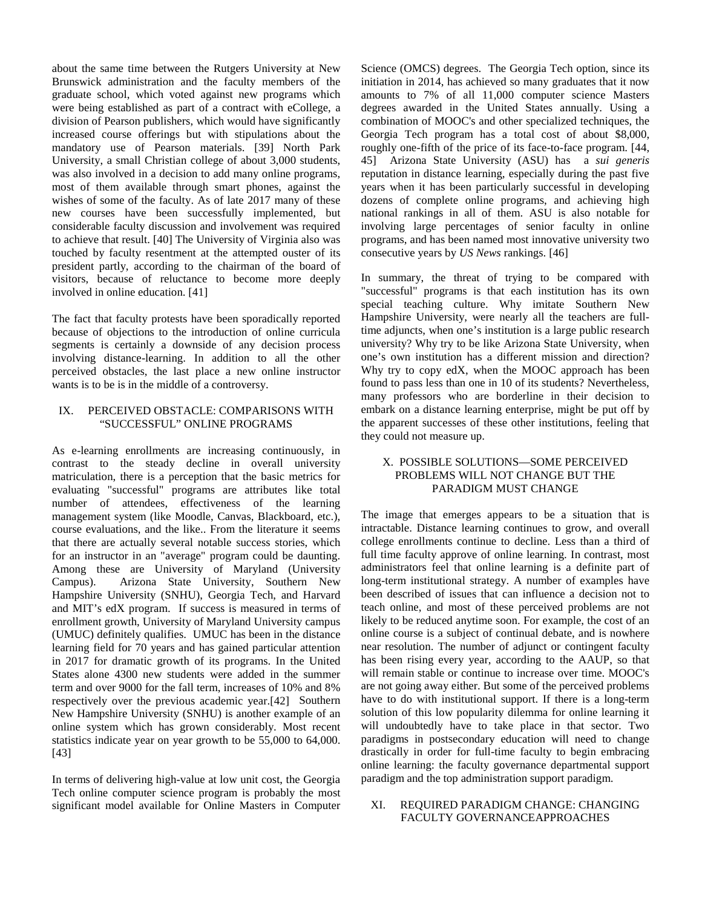about the same time between the Rutgers University at New Brunswick administration and the faculty members of the graduate school, which voted against new programs which were being established as part of a contract with eCollege, a division of Pearson publishers, which would have significantly increased course offerings but with stipulations about the mandatory use of Pearson materials. [39] North Park University, a small Christian college of about 3,000 students, was also involved in a decision to add many online programs, most of them available through smart phones, against the wishes of some of the faculty. As of late 2017 many of these new courses have been successfully implemented, but considerable faculty discussion and involvement was required to achieve that result. [40] The University of Virginia also was touched by faculty resentment at the attempted ouster of its president partly, according to the chairman of the board of visitors, because of reluctance to become more deeply involved in online education. [41]

The fact that faculty protests have been sporadically reported because of objections to the introduction of online curricula segments is certainly a downside of any decision process involving distance-learning. In addition to all the other perceived obstacles, the last place a new online instructor wants is to be is in the middle of a controversy.

## IX. PERCEIVED OBSTACLE: COMPARISONS WITH "SUCCESSFUL" ONLINE PROGRAMS

As e-learning enrollments are increasing continuously, in contrast to the steady decline in overall university matriculation, there is a perception that the basic metrics for evaluating "successful" programs are attributes like total number of attendees, effectiveness of the learning management system (like Moodle, Canvas, Blackboard, etc.), course evaluations, and the like.. From the literature it seems that there are actually several notable success stories, which for an instructor in an "average" program could be daunting. Among these are University of Maryland (University Campus). Arizona State University, Southern New Hampshire University (SNHU), Georgia Tech, and Harvard and MIT's edX program. If success is measured in terms of enrollment growth, University of Maryland University campus (UMUC) definitely qualifies. UMUC has been in the distance learning field for 70 years and has gained particular attention in 2017 for dramatic growth of its programs. In the United States alone 4300 new students were added in the summer term and over 9000 for the fall term, increases of 10% and 8% respectively over the previous academic year.[42] Southern New Hampshire University (SNHU) is another example of an online system which has grown considerably. Most recent statistics indicate year on year growth to be 55,000 to 64,000. [43]

In terms of delivering high-value at low unit cost, the Georgia Tech online computer science program is probably the most significant model available for Online Masters in Computer Science (OMCS) degrees. The Georgia Tech option, since its initiation in 2014, has achieved so many graduates that it now amounts to 7% of all 11,000 computer science Masters degrees awarded in the United States annually. Using a combination of MOOC's and other specialized techniques, the Georgia Tech program has a total cost of about \$8,000, roughly one-fifth of the price of its face-to-face program. [44, 45] Arizona State University (ASU) has a *sui generis* reputation in distance learning, especially during the past five years when it has been particularly successful in developing dozens of complete online programs, and achieving high national rankings in all of them. ASU is also notable for involving large percentages of senior faculty in online programs, and has been named most innovative university two consecutive years by *US News* rankings. [46]

In summary, the threat of trying to be compared with "successful" programs is that each institution has its own special teaching culture. Why imitate Southern New Hampshire University, were nearly all the teachers are full-time adjuncts, when one's institution is a large public research university? Why try to be like Arizona State University, when one's own institution has a different mission and direction? Why try to copy edX, when the MOOC approach has been found to pass less than one in 10 of its students? Nevertheless, many professors who are borderline in their decision to embark on a distance learning enterprise, might be put off by the apparent successes of these other institutions, feeling that they could not measure up.

## X. POSSIBLE SOLUTIONS—SOME PERCEIVED PROBLEMS WILL NOT CHANGE BUT THE PARADIGM MUST CHANGE

The image that emerges appears to be a situation that is intractable. Distance learning continues to grow, and overall college enrollments continue to decline. Less than a third of full time faculty approve of online learning. In contrast, most administrators feel that online learning is a definite part of long-term institutional strategy. A number of examples have been described of issues that can influence a decision not to teach online, and most of these perceived problems are not likely to be reduced anytime soon. For example, the cost of an online course is a subject of continual debate, and is nowhere near resolution. The number of adjunct or contingent faculty has been rising every year, according to the AAUP, so that will remain stable or continue to increase over time. MOOC's are not going away either. But some of the perceived problems have to do with institutional support. If there is a long-term solution of this low popularity dilemma for online learning it will undoubtedly have to take place in that sector. Two paradigms in postsecondary education will need to change drastically in order for full-time faculty to begin embracing online learning: the faculty governance departmental support paradigm and the top administration support paradigm.

## XI. REQUIRED PARADIGM CHANGE: CHANGING FACULTY GOVERNANCEAPPROACHES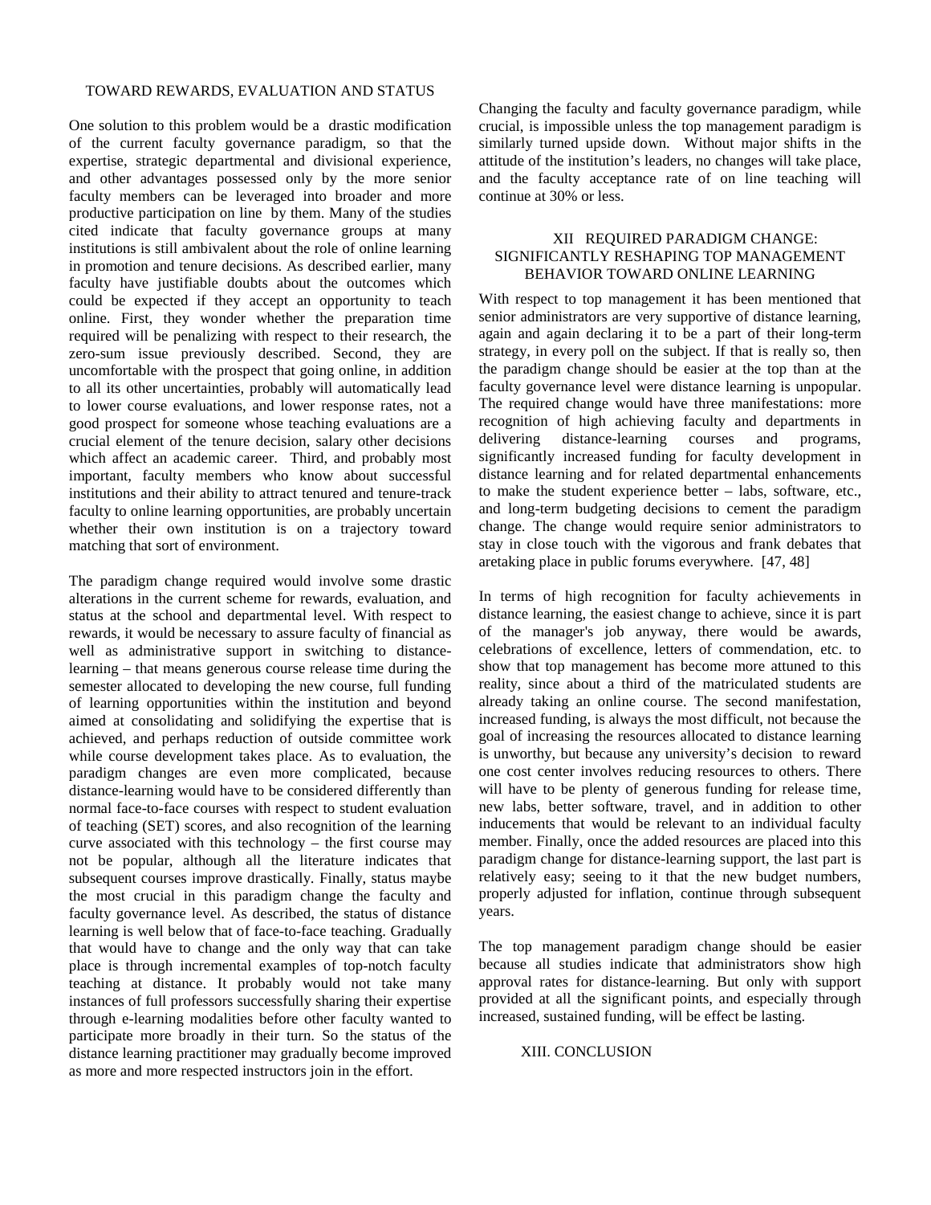TOWARD REWARDS, EVALUATION AND STATUS

One solution to this problem would be a drastic modification of the current faculty governance paradigm, so that the expertise, strategic departmental and divisional experience, and other advantages possessed only by the more senior faculty members can be leveraged into broader and more productive participation on line by them. Many of the studies cited indicate that faculty governance groups at many institutions is still ambivalent about the role of online learning in promotion and tenure decisions. As described earlier, many faculty have justifiable doubts about the outcomes which could be expected if they accept an opportunity to teach online. First, they wonder whether the preparation time required will be penalizing with respect to their research, the zero-sum issue previously described. Second, they are uncomfortable with the prospect that going online, in addition to all its other uncertainties, probably will automatically lead to lower course evaluations, and lower response rates, not a good prospect for someone whose teaching evaluations are a crucial element of the tenure decision, salary other decisions which affect an academic career. Third, and probably most important, faculty members who know about successful institutions and their ability to attract tenured and tenure-track faculty to online learning opportunities, are probably uncertain whether their own institution is on a trajectory toward matching that sort of environment.

The paradigm change required would involve some drastic alterations in the current scheme for rewards, evaluation, and status at the school and departmental level. With respect to rewards, it would be necessary to assure faculty of financial as well as administrative support in switching to distance-learning – that means generous course release time during the semester allocated to developing the new course, full funding of learning opportunities within the institution and beyond aimed at consolidating and solidifying the expertise that is achieved, and perhaps reduction of outside committee work while course development takes place. As to evaluation, the paradigm changes are even more complicated, because distance-learning would have to be considered differently than normal face-to-face courses with respect to student evaluation of teaching (SET) scores, and also recognition of the learning curve associated with this technology – the first course may not be popular, although all the literature indicates that subsequent courses improve drastically. Finally, status maybe the most crucial in this paradigm change the faculty and faculty governance level. As described, the status of distance learning is well below that of face-to-face teaching. Gradually that would have to change and the only way that can take place is through incremental examples of top-notch faculty teaching at distance. It probably would not take many instances of full professors successfully sharing their expertise through e-learning modalities before other faculty wanted to participate more broadly in their turn. So the status of the distance learning practitioner may gradually become improved as more and more respected instructors join in the effort.

Changing the faculty and faculty governance paradigm, while crucial, is impossible unless the top management paradigm is similarly turned upside down. Without major shifts in the attitude of the institution's leaders, no changes will take place, and the faculty acceptance rate of on line teaching will continue at 30% or less.

## XII REQUIRED PARADIGM CHANGE: SIGNIFICANTLY RESHAPING TOP MANAGEMENT BEHAVIOR TOWARD ONLINE LEARNING

With respect to top management it has been mentioned that senior administrators are very supportive of distance learning, again and again declaring it to be a part of their long-term strategy, in every poll on the subject. If that is really so, then the paradigm change should be easier at the top than at the faculty governance level were distance learning is unpopular. The required change would have three manifestations: more recognition of high achieving faculty and departments in delivering distance-learning courses and programs, significantly increased funding for faculty development in distance learning and for related departmental enhancements to make the student experience better – labs, software, etc., and long-term budgeting decisions to cement the paradigm change. The change would require senior administrators to stay in close touch with the vigorous and frank debates that aretaking place in public forums everywhere. [47, 48]

In terms of high recognition for faculty achievements in distance learning, the easiest change to achieve, since it is part of the manager's job anyway, there would be awards, celebrations of excellence, letters of commendation, etc. to show that top management has become more attuned to this reality, since about a third of the matriculated students are already taking an online course. The second manifestation, increased funding, is always the most difficult, not because the goal of increasing the resources allocated to distance learning is unworthy, but because any university's decision to reward one cost center involves reducing resources to others. There will have to be plenty of generous funding for release time, new labs, better software, travel, and in addition to other inducements that would be relevant to an individual faculty member. Finally, once the added resources are placed into this paradigm change for distance-learning support, the last part is relatively easy; seeing to it that the new budget numbers, properly adjusted for inflation, continue through subsequent years.

The top management paradigm change should be easier because all studies indicate that administrators show high approval rates for distance-learning. But only with support provided at all the significant points, and especially through increased, sustained funding, will be effect be lasting.

## XIII. CONCLUSION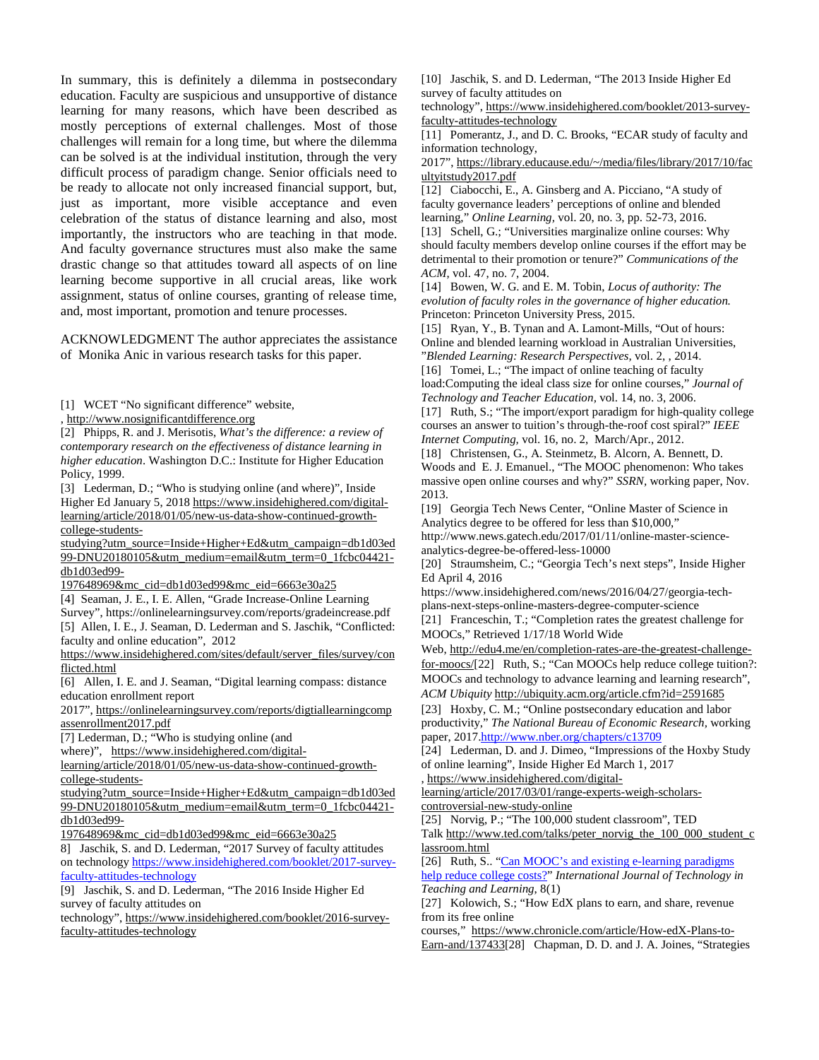In summary, this is definitely a dilemma in postsecondary education. Faculty are suspicious and unsupportive of distance learning for many reasons, which have been described as mostly perceptions of external challenges. Most of those challenges will remain for a long time, but where the dilemma can be solved is at the individual institution, through the very difficult process of paradigm change. Senior officials need to be ready to allocate not only increased financial support, but, just as important, more visible acceptance and even celebration of the status of distance learning and also, most importantly, the instructors who are teaching in that mode. And faculty governance structures must also make the same drastic change so that attitudes toward all aspects of on line learning become supportive in all crucial areas, like work assignment, status of online courses, granting of release time, and, most important, promotion and tenure processes.

ACKNOWLEDGMENT The author appreciates the assistance of Monika Anic in various research tasks for this paper.

[1] WCET "No significant difference" website, , http://www.nosignificantdifference.org

[2] Phipps, R. and J. Merisotis, *What's the difference: a review of contemporary research on the effectiveness of distance learning in higher education*. Washington D.C.: Institute for Higher Education Policy, 1999.

[3] Lederman, D.; "Who is studying online (and where)", Inside Higher Ed January 5, 2018 https://www.insidehighered.com/digital-learning/article/2018/01/05/new-us-data-show-continued-growth-college-students-studying?utm_source=Inside+Higher+Ed&utm_campaign=db1d03ed99-DNU20180105&utm_medium=email&utm_term=0_1fcbc04421-db1d03ed99-197648969&mc_cid=db1d03ed99&mc_eid=6663e30a25

[4] Seaman, J. E., I. E. Allen, "Grade Increase-Online Learning Survey", https://onlinelearningsurvey.com/reports/gradeincrease.pdf

[5] Allen, I. E., J. Seaman, D. Lederman and S. Jaschik, "Conflicted: faculty and online education", 2012 https://www.insidehighered.com/sites/default/server_files/survey/conflicted.html

[6] Allen, I. E. and J. Seaman, "Digital learning compass: distance education enrollment report 2017", https://onlinelearningsurvey.com/reports/digtiallearningcompassenrollment2017.pdf

[7] Lederman, D.; "Who is studying online (and where)", https://www.insidehighered.com/digital-learning/article/2018/01/05/new-us-data-show-continued-growth-college-students-studying?utm_source=Inside+Higher+Ed&utm_campaign=db1d03ed99-DNU20180105&utm_medium=email&utm_term=0_1fcbc04421-db1d03ed99-197648969&mc_cid=db1d03ed99&mc_eid=6663e30a25

8] Jaschik, S. and D. Lederman, "2017 Survey of faculty attitudes on technology https://www.insidehighered.com/booklet/2017-survey-faculty-attitudes-technology

[9] Jaschik, S. and D. Lederman, "The 2016 Inside Higher Ed survey of faculty attitudes on technology", https://www.insidehighered.com/booklet/2016-survey-faculty-attitudes-technology

[10] Jaschik, S. and D. Lederman, "The 2013 Inside Higher Ed survey of faculty attitudes on technology", https://www.insidehighered.com/booklet/2013-survey-faculty-attitudes-technology

[11] Pomerantz, J., and D. C. Brooks, "ECAR study of faculty and information technology, 2017", https://library.educause.edu/~/media/files/library/2017/10/facultyitstudy2017.pdf

[12] Ciabocchi, E., A. Ginsberg and A. Picciano, "A study of faculty governance leaders' perceptions of online and blended learning," *Online Learning*, vol. 20, no. 3, pp. 52-73, 2016.

[13] Schell, G.; "Universities marginalize online courses: Why should faculty members develop online courses if the effort may be detrimental to their promotion or tenure?" *Communications of the ACM*, vol. 47, no. 7, 2004.

[14] Bowen, W. G. and E. M. Tobin, *Locus of authority: The evolution of faculty roles in the governance of higher education.* Princeton: Princeton University Press, 2015.

[15] Ryan, Y., B. Tynan and A. Lamont-Mills, "Out of hours: Online and blended learning workload in Australian Universities, "*Blended Learning: Research Perspectives,* vol. 2, , 2014.

[16] Tomei, L.; "The impact of online teaching of faculty load:Computing the ideal class size for online courses," *Journal of Technology and Teacher Education,* vol. 14, no. 3, 2006.

[17] Ruth, S.; "The import/export paradigm for high-quality college courses an answer to tuition's through-the-roof cost spiral?" *IEEE Internet Computing,* vol. 16, no. 2, March/Apr., 2012.

[18] Christensen, G., A. Steinmetz, B. Alcorn, A. Bennett, D. Woods and E. J. Emanuel., "The MOOC phenomenon: Who takes massive open online courses and why?" *SSRN*, working paper, Nov. 2013.

[19] Georgia Tech News Center, "Online Master of Science in Analytics degree to be offered for less than $10,000," http://www.news.gatech.edu/2017/01/11/online-master-science-analytics-degree-be-offered-less-10000

[20] Straumsheim, C.; "Georgia Tech's next steps", Inside Higher Ed April 4, 2016 https://www.insidehighered.com/news/2016/04/27/georgia-tech-plans-next-steps-online-masters-degree-computer-science

[21] Franceschin, T.; "Completion rates the greatest challenge for MOOCs," Retrieved 1/17/18 World Wide Web, http://edu4.me/en/completion-rates-are-the-greatest-challenge-for-moocs/

[22] Ruth, S.; "Can MOOCs help reduce college tuition?: MOOCs and technology to advance learning and learning research", *ACM Ubiquity* http://ubiquity.acm.org/article.cfm?id=2591685

[23] Hoxby, C. M.; "Online postsecondary education and labor productivity," *The National Bureau of Economic Research,* working paper, 2017.http://www.nber.org/chapters/c13709

[24] Lederman, D. and J. Dimeo, "Impressions of the Hoxby Study of online learning", Inside Higher Ed March 1, 2017 , https://www.insidehighered.com/digital-learning/article/2017/03/01/range-experts-weigh-scholars-controversial-new-study-online

[25] Norvig, P.; "The 100,000 student classroom", TED Talk http://www.ted.com/talks/peter_norvig_the_100_000_student_classroom.html

[26] Ruth, S.. "Can MOOC's and existing e-learning paradigms help reduce college costs?" *International Journal of Technology in Teaching and Learning*, 8(1)

[27] Kolowich, S.; "How EdX plans to earn, and share, revenue from its free online courses," https://www.chronicle.com/article/How-edX-Plans-to-Earn-and/137433

[28] Chapman, D. D. and J. A. Joines, "Strategies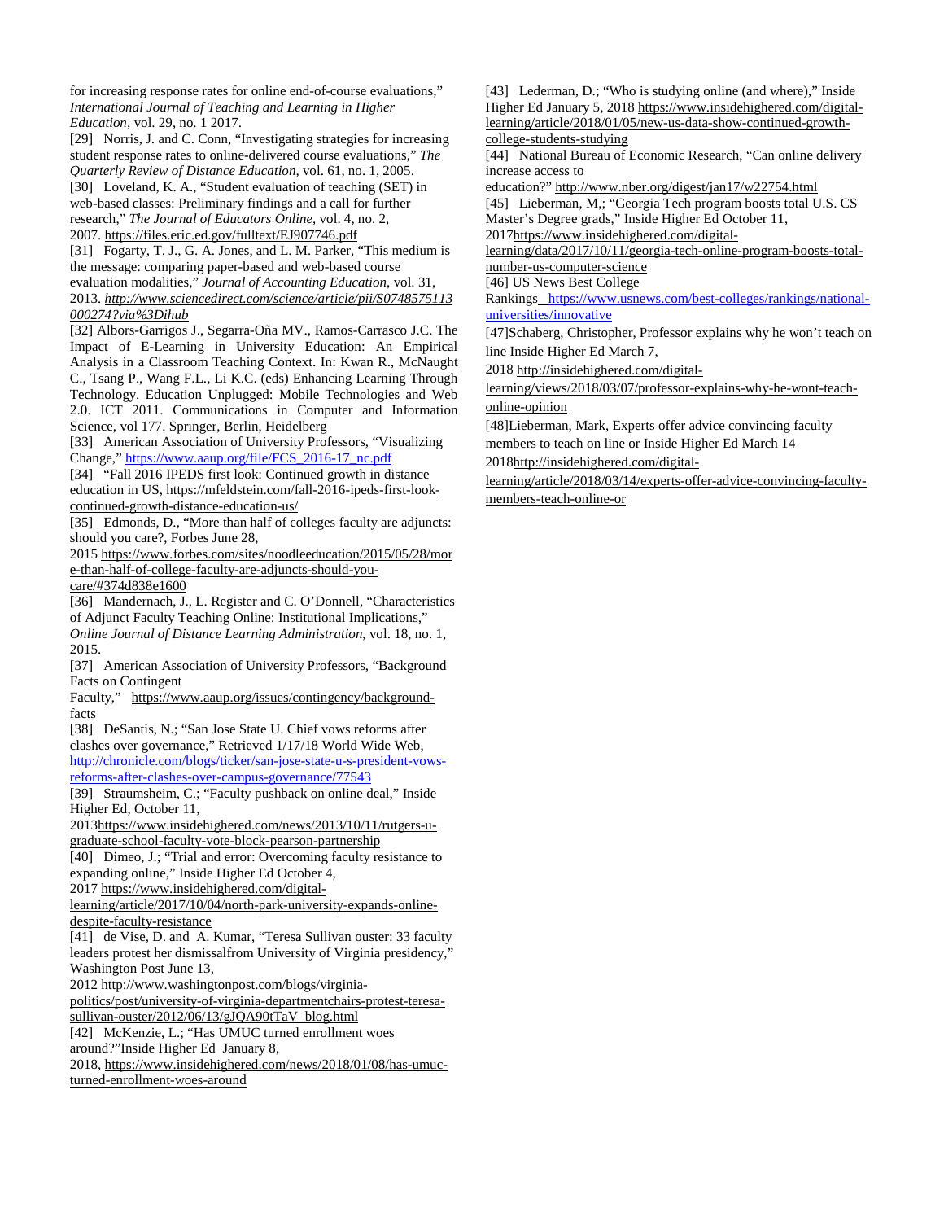for increasing response rates for online end-of-course evaluations," *International Journal of Teaching and Learning in Higher Education*, vol. 29, no. 1 2017.

[29] Norris, J. and C. Conn, "Investigating strategies for increasing student response rates to online-delivered course evaluations," *The Quarterly Review of Distance Education*, vol. 61, no. 1, 2005.

[30] Loveland, K. A., "Student evaluation of teaching (SET) in web-based classes: Preliminary findings and a call for further research," *The Journal of Educators Online*, vol. 4, no. 2, 2007. https://files.eric.ed.gov/fulltext/EJ907746.pdf

[31] Fogarty, T. J., G. A. Jones, and L. M. Parker, "This medium is the message: comparing paper-based and web-based course evaluation modalities," *Journal of Accounting Education*, vol. 31, 2013. *http://www.sciencedirect.com/science/article/pii/S0748575113000274?via%3Dihub*

[32] Albors-Garrigos J., Segarra-Oña MV., Ramos-Carrasco J.C. The Impact of E-Learning in University Education: An Empirical Analysis in a Classroom Teaching Context. In: Kwan R., McNaught C., Tsang P., Wang F.L., Li K.C. (eds) Enhancing Learning Through Technology. Education Unplugged: Mobile Technologies and Web 2.0. ICT 2011. Communications in Computer and Information Science, vol 177. Springer, Berlin, Heidelberg

[33] American Association of University Professors, "Visualizing Change," https://www.aaup.org/file/FCS_2016-17_nc.pdf

[34] "Fall 2016 IPEDS first look: Continued growth in distance education in US, https://mfeldstein.com/fall-2016-ipeds-first-look-continued-growth-distance-education-us/

[35] Edmonds, D., "More than half of colleges faculty are adjuncts: should you care?, Forbes June 28, 2015 https://www.forbes.com/sites/noodleeducation/2015/05/28/more-than-half-of-college-faculty-are-adjuncts-should-you-care/#374d838e1600

[36] Mandernach, J., L. Register and C. O'Donnell, "Characteristics of Adjunct Faculty Teaching Online: Institutional Implications," *Online Journal of Distance Learning Administration*, vol. 18, no. 1, 2015.

[37] American Association of University Professors, "Background Facts on Contingent Faculty," https://www.aaup.org/issues/contingency/background-facts

[38] DeSantis, N.; "San Jose State U. Chief vows reforms after clashes over governance," Retrieved 1/17/18 World Wide Web, http://chronicle.com/blogs/ticker/san-jose-state-u-s-president-vows-reforms-after-clashes-over-campus-governance/77543

[39] Straumsheim, C.; "Faculty pushback on online deal," Inside Higher Ed, October 11, 2013https://www.insidehighered.com/news/2013/10/11/rutgers-u-graduate-school-faculty-vote-block-pearson-partnership

[40] Dimeo, J.; "Trial and error: Overcoming faculty resistance to expanding online," Inside Higher Ed October 4, 2017 https://www.insidehighered.com/digital-learning/article/2017/10/04/north-park-university-expands-online-despite-faculty-resistance

[41] de Vise, D. and A. Kumar, "Teresa Sullivan ouster: 33 faculty leaders protest her dismissalfrom University of Virginia presidency," Washington Post June 13, 2012 http://www.washingtonpost.com/blogs/virginia-politics/post/university-of-virginia-departmentchairs-protest-teresa-sullivan-ouster/2012/06/13/gJQA90tTaV_blog.html

[42] McKenzie, L.; "Has UMUC turned enrollment woes around?"Inside Higher Ed January 8, 2018, https://www.insidehighered.com/news/2018/01/08/has-umuc-turned-enrollment-woes-around

[43] Lederman, D.; "Who is studying online (and where)," Inside Higher Ed January 5, 2018 https://www.insidehighered.com/digital-learning/article/2018/01/05/new-us-data-show-continued-growth-college-students-studying

[44] National Bureau of Economic Research, "Can online delivery increase access to education?" http://www.nber.org/digest/jan17/w22754.html

[45] Lieberman, M,; "Georgia Tech program boosts total U.S. CS Master's Degree grads," Inside Higher Ed October 11, 2017https://www.insidehighered.com/digital-learning/data/2017/10/11/georgia-tech-online-program-boosts-total-number-us-computer-science

[46] US News Best College Rankings https://www.usnews.com/best-colleges/rankings/national-universities/innovative

[47]Schaberg, Christopher, Professor explains why he won't teach on line Inside Higher Ed March 7, 2018 http://insidehighered.com/digital-learning/views/2018/03/07/professor-explains-why-he-wont-teach-online-opinion

[48]Lieberman, Mark, Experts offer advice convincing faculty members to teach on line or Inside Higher Ed March 14 2018http://insidehighered.com/digital-learning/article/2018/03/14/experts-offer-advice-convincing-faculty-members-teach-online-or